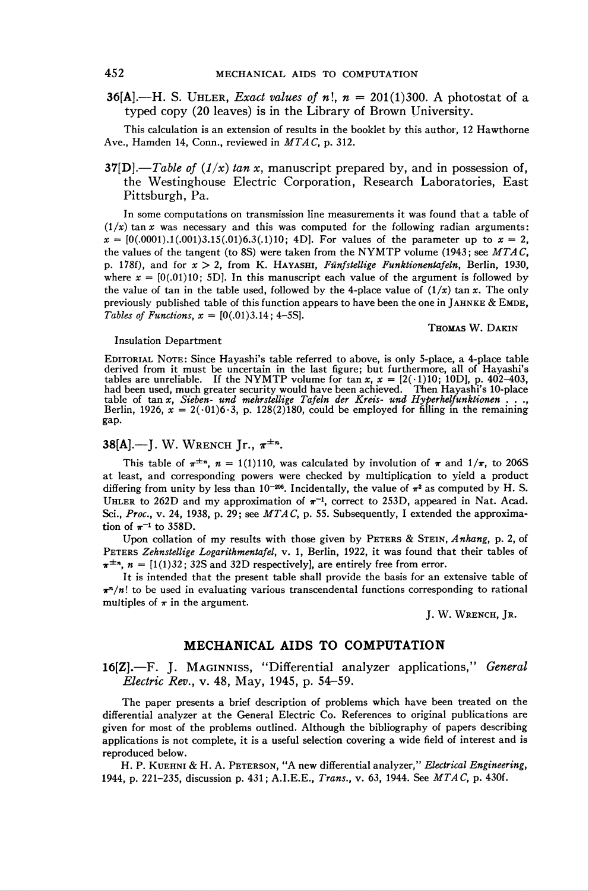**36[A].**—H. S. Uhler, *Exact values of n!*, $n = 201(1)300$. A photostat of a typed copy (20 leaves) is in the Library of Brown University.

This calculation is an extension of results in the booklet by this author, 12 Hawthorne Ave., Hamden 14, Conn., reviewed in *MTAC*, p. 312.

**37[D].**—*Table of (1/x) tan x*, manuscript prepared by, and in possession of, the Westinghouse Electric Corporation, Research Laboratories, East Pittsburgh, Pa.

In some computations on transmission line measurements it was found that a table of $(1/x) \tan x$ was necessary and this was computed for the following radian arguments: $x = [0(.0001).1(.001)3.15(.01)6.3(.1)10; 4D]$. For values of the parameter up to $x = 2$, the values of the tangent (to 8S) were taken from the NYMTP volume (1943; see *MTAC*, p. 178f), and for $x > 2$, from K. Hayashi, *Fünfstellige Funktionentafeln*, Berlin, 1930, where $x = [0(.01)10; 5D]$. In this manuscript each value of the argument is followed by the value of tan in the table used, followed by the 4-place value of $(1/x) \tan x$. The only previously published table of this function appears to have been the one in Jahnke & Emde, *Tables of Functions*, $x = [0(.01)3.14; 4\text{–}5S]$.

Thomas W. Dakin

Insulation Department

Editorial Note: Since Hayashi's table referred to above, is only 5-place, a 4-place table derived from it must be uncertain in the last figure; but furthermore, all of Hayashi's tables are unreliable. If the NYMTP volume for $\tan x$, $x = [2(\cdot 1)10; 10D]$, p. 402–403, had been used, much greater security would have been achieved. Then Hayashi's 10-place table of $\tan x$, *Sieben- und mehrstellige Tafeln der Kreis- und Hyperhelfunktionen . . .*, Berlin, 1926, $x = 2(\cdot 01)6 \cdot 3$, p. 128(2)180, could be employed for filling in the remaining gap.

**38[A].**—J. W. Wrench Jr., $\pi^{\pm n}$.

This table of $\pi^{\pm n}$, $n = 1(1)110$, was calculated by involution of $\pi$ and $1/\pi$, to 206S at least, and corresponding powers were checked by multiplication to yield a product differing from unity by less than $10^{-206}$. Incidentally, the value of $\pi^2$ as computed by H. S. Uhler to 262D and my approximation of $\pi^{-1}$, correct to 253D, appeared in Nat. Acad. Sci., *Proc.*, v. 24, 1938, p. 29; see *MTAC*, p. 55. Subsequently, I extended the approximation of $\pi^{-1}$ to 358D.

Upon collation of my results with those given by Peters & Stein, *Anhang*, p. 2, of Peters *Zehnstellige Logarithmentafel*, v. 1, Berlin, 1922, it was found that their tables of $\pi^{\pm n}$, $n = [1(1)32; 32S$ and $32D$ respectively], are entirely free from error.

It is intended that the present table shall provide the basis for an extensive table of $\pi^n/n!$ to be used in evaluating various transcendental functions corresponding to rational multiples of $\pi$ in the argument.

J. W. Wrench, Jr.

## MECHANICAL AIDS TO COMPUTATION

**16[Z].**—F. J. Maginniss, "Differential analyzer applications," *General Electric Rev.*, v. 48, May, 1945, p. 54–59.

The paper presents a brief description of problems which have been treated on the differential analyzer at the General Electric Co. References to original publications are given for most of the problems outlined. Although the bibliography of papers describing applications is not complete, it is a useful selection covering a wide field of interest and is reproduced below.

H. P. Kuehni & H. A. Peterson, "A new differential analyzer," *Electrical Engineering*, 1944, p. 221–235, discussion p. 431; A.I.E.E., *Trans.*, v. 63, 1944. See *MTAC*, p. 430f.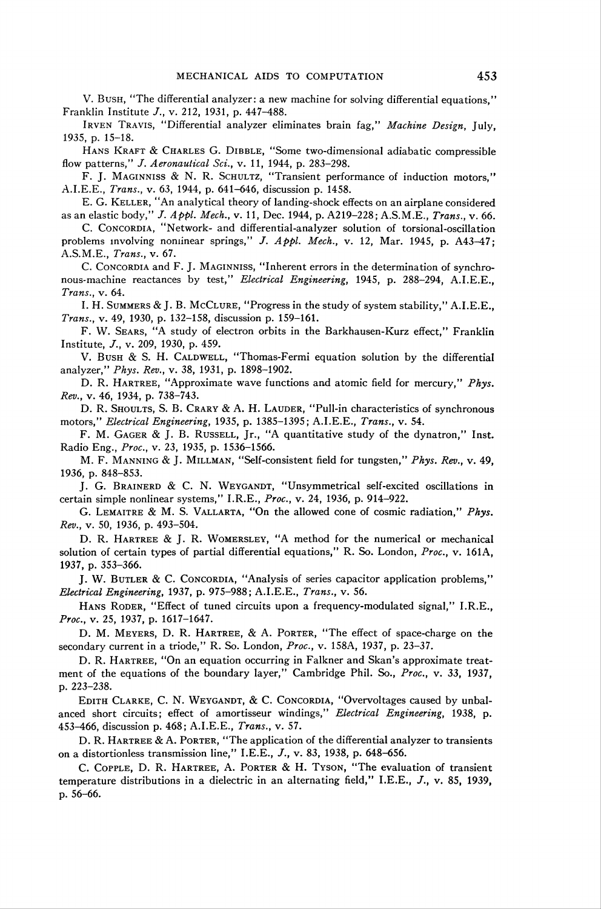V. Bush, "The differential analyzer: a new machine for solving differential equations," Franklin Institute *J.*, v. 212, 1931, p. 447–488.

Irven Travis, "Differential analyzer eliminates brain fag," *Machine Design*, July, 1935, p. 15–18.

Hans Kraft & Charles G. Dibble, "Some two-dimensional adiabatic compressible flow patterns," *J. Aeronautical Sci.*, v. 11, 1944, p. 283–298.

F. J. Maginniss & N. R. Schultz, "Transient performance of induction motors," A.I.E.E., *Trans.*, v. 63, 1944, p. 641–646, discussion p. 1458.

E. G. Keller, "An analytical theory of landing-shock effects on an airplane considered as an elastic body," *J. Appl. Mech.*, v. 11, Dec. 1944, p. A219–228; A.S.M.E., *Trans.*, v. 66.

C. Concordia, "Network- and differential-analyzer solution of torsional-oscillation problems involving nonlinear springs," *J. Appl. Mech.*, v. 12, Mar. 1945, p. A43–47; A.S.M.E., *Trans.*, v. 67.

C. Concordia and F. J. Maginniss, "Inherent errors in the determination of synchronous-machine reactances by test," *Electrical Engineering*, 1945, p. 288–294, A.I.E.E., *Trans.*, v. 64.

I. H. Summers & J. B. McClure, "Progress in the study of system stability," A.I.E.E., *Trans.*, v. 49, 1930, p. 132–158, discussion p. 159–161.

F. W. Sears, "A study of electron orbits in the Barkhausen-Kurz effect," Franklin Institute, *J.*, v. 209, 1930, p. 459.

V. Bush & S. H. Caldwell, "Thomas-Fermi equation solution by the differential analyzer," *Phys. Rev.*, v. 38, 1931, p. 1898–1902.

D. R. Hartree, "Approximate wave functions and atomic field for mercury," *Phys. Rev.*, v. 46, 1934, p. 738–743.

D. R. Shoults, S. B. Crary & A. H. Lauder, "Pull-in characteristics of synchronous motors," *Electrical Engineering*, 1935, p. 1385–1395; A.I.E.E., *Trans.*, v. 54.

F. M. Gager & J. B. Russell, Jr., "A quantitative study of the dynatron," Inst. Radio Eng., *Proc.*, v. 23, 1935, p. 1536–1566.

M. F. Manning & J. Millman, "Self-consistent field for tungsten," *Phys. Rev.*, v. 49, 1936, p. 848–853.

J. G. Brainerd & C. N. Weygandt, "Unsymmetrical self-excited oscillations in certain simple nonlinear systems," I.R.E., *Proc.*, v. 24, 1936, p. 914–922.

G. Lemaitre & M. S. Vallarta, "On the allowed cone of cosmic radiation," *Phys. Rev.*, v. 50, 1936, p. 493–504.

D. R. Hartree & J. R. Womersley, "A method for the numerical or mechanical solution of certain types of partial differential equations," R. So. London, *Proc.*, v. 161A, 1937, p. 353–366.

J. W. Butler & C. Concordia, "Analysis of series capacitor application problems," *Electrical Engineering*, 1937, p. 975–988; A.I.E.E., *Trans.*, v. 56.

Hans Roder, "Effect of tuned circuits upon a frequency-modulated signal," I.R.E., *Proc.*, v. 25, 1937, p. 1617–1647.

D. M. Meyers, D. R. Hartree, & A. Porter, "The effect of space-charge on the secondary current in a triode," R. So. London, *Proc.*, v. 158A, 1937, p. 23–37.

D. R. Hartree, "On an equation occurring in Falkner and Skan's approximate treatment of the equations of the boundary layer," Cambridge Phil. So., *Proc.*, v. 33, 1937, p. 223–238.

Edith Clarke, C. N. Weygandt, & C. Concordia, "Overvoltages caused by unbalanced short circuits; effect of amortisseur windings," *Electrical Engineering*, 1938, p. 453–466, discussion p. 468; A.I.E.E., *Trans.*, v. 57.

D. R. Hartree & A. Porter, "The application of the differential analyzer to transients on a distortionless transmission line," I.E.E., *J.*, v. 83, 1938, p. 648–656.

C. Copple, D. R. Hartree, A. Porter & H. Tyson, "The evaluation of transient temperature distributions in a dielectric in an alternating field," I.E.E., *J.*, v. 85, 1939, p. 56–66.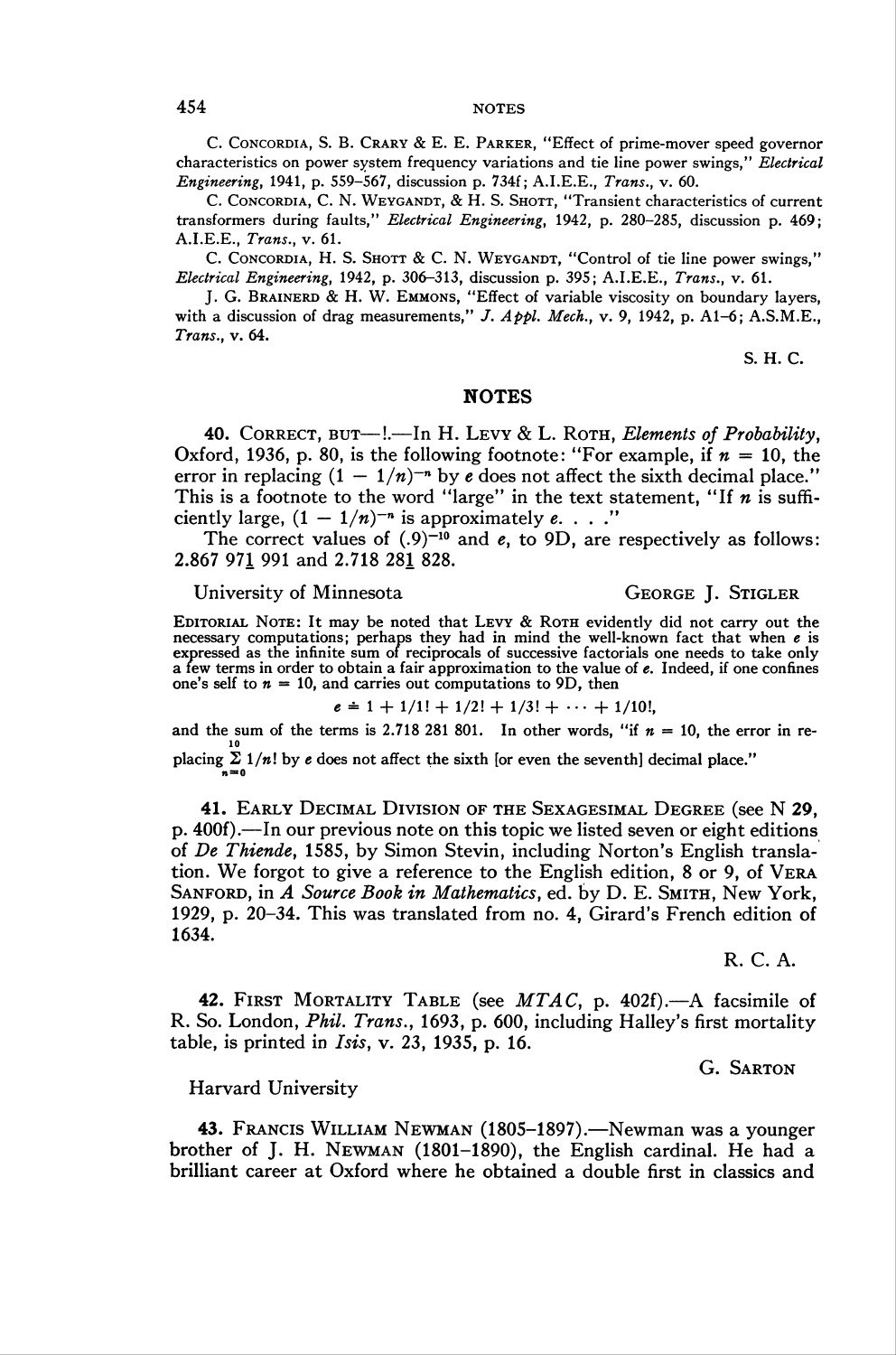C. Concordia, S. B. Crary & E. E. Parker, "Effect of prime-mover speed governor characteristics on power system frequency variations and tie line power swings," *Electrical Engineering*, 1941, p. 559–567, discussion p. 734f; A.I.E.E., *Trans.*, v. 60.

C. Concordia, C. N. Weygandt, & H. S. Shott, "Transient characteristics of current transformers during faults," *Electrical Engineering*, 1942, p. 280–285, discussion p. 469; A.I.E.E., *Trans.*, v. 61.

C. Concordia, H. S. Shott & C. N. Weygandt, "Control of tie line power swings," *Electrical Engineering*, 1942, p. 306–313, discussion p. 395; A.I.E.E., *Trans.*, v. 61.

J. G. Brainerd & H. W. Emmons, "Effect of variable viscosity on boundary layers, with a discussion of drag measurements," *J. Appl. Mech.*, v. 9, 1942, p. A1–6; A.S.M.E., *Trans.*, v. 64.

S. H. C.

## NOTES

**40.** Correct, but—!.—In H. Levy & L. Roth, *Elements of Probability*, Oxford, 1936, p. 80, is the following footnote: "For example, if $n = 10$, the error in replacing $(1 - 1/n)^{-n}$ by $e$ does not affect the sixth decimal place." This is a footnote to the word "large" in the text statement, "If $n$ is sufficiently large, $(1 - 1/n)^{-n}$ is approximately $e$. . . ."

The correct values of $(.9)^{-10}$ and $e$, to 9D, are respectively as follows: 2.867 97$\underline{1}$ 991 and 2.718 28$\underline{1}$ 828.

University of Minnesota — George J. Stigler

Editorial Note: It may be noted that Levy & Roth evidently did not carry out the necessary computations; perhaps they had in mind the well-known fact that when $e$ is expressed as the infinite sum of reciprocals of successive factorials one needs to take only a few terms in order to obtain a fair approximation to the value of $e$. Indeed, if one confines one's self to $n = 10$, and carries out computations to 9D, then

$$e \doteq 1 + 1/1! + 1/2! + 1/3! + \cdots + 1/10!,$$

and the sum of the terms is 2.718 281 801. In other words, "if $n = 10$, the error in replacing $\sum_{n=0}^{10} 1/n!$ by $e$ does not affect the sixth [or even the seventh] decimal place."

**41.** Early Decimal Division of the Sexagesimal Degree (see N **29**, p. 400f).—In our previous note on this topic we listed seven or eight editions of *De Thiende*, 1585, by Simon Stevin, including Norton's English translation. We forgot to give a reference to the English edition, 8 or 9, of Vera Sanford, in *A Source Book in Mathematics*, ed. by D. E. Smith, New York, 1929, p. 20–34. This was translated from no. 4, Girard's French edition of 1634.

R. C. A.

**42.** First Mortality Table (see *MTAC*, p. 402f).—A facsimile of R. So. London, *Phil. Trans.*, 1693, p. 600, including Halley's first mortality table, is printed in *Isis*, v. 23, 1935, p. 16.

G. Sarton

Harvard University

**43.** Francis William Newman (1805–1897).—Newman was a younger brother of J. H. Newman (1801–1890), the English cardinal. He had a brilliant career at Oxford where he obtained a double first in classics and